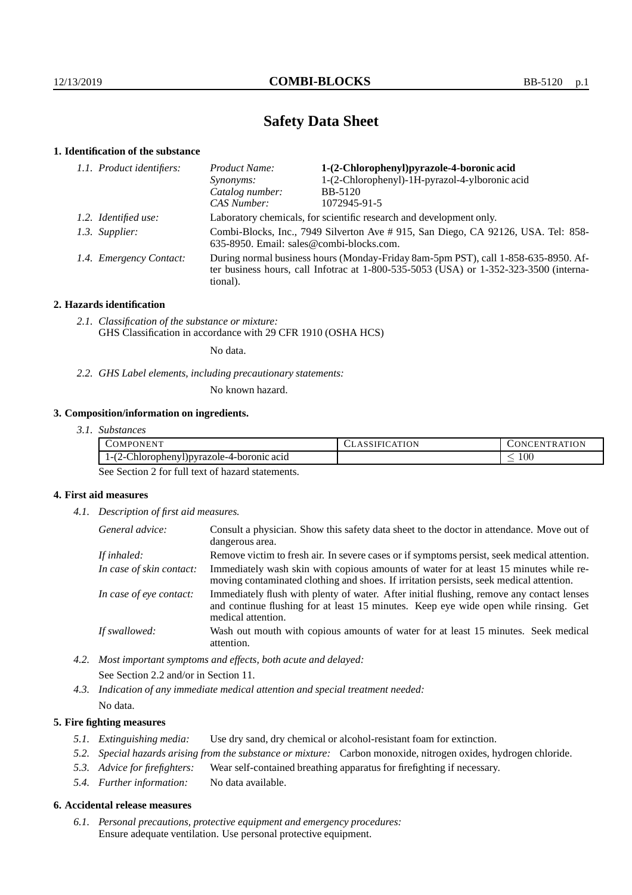# Safety Data Sheet

## 1. Identification of the substance

*1.1. Product identifiers:*

| | |
|---|---|
| *Product Name:* | **1-(2-Chlorophenyl)pyrazole-4-boronic acid** |
| *Synonyms:* | 1-(2-Chlorophenyl)-1H-pyrazol-4-ylboronic acid |
| *Catalog number:* | BB-5120 |
| *CAS Number:* | 1072945-91-5 |

*1.2. Identified use:* Laboratory chemicals, for scientific research and development only.

*1.3. Supplier:* Combi-Blocks, Inc., 7949 Silverton Ave # 915, San Diego, CA 92126, USA. Tel: 858-635-8950. Email: sales@combi-blocks.com.

*1.4. Emergency Contact:* During normal business hours (Monday-Friday 8am-5pm PST), call 1-858-635-8950. After business hours, call Infotrac at 1-800-535-5053 (USA) or 1-352-323-3500 (international).

## 2. Hazards identification

*2.1. Classification of the substance or mixture:*
GHS Classification in accordance with 29 CFR 1910 (OSHA HCS)

No data.

*2.2. GHS Label elements, including precautionary statements:*

No known hazard.

## 3. Composition/information on ingredients.

*3.1. Substances*

| COMPONENT | CLASSIFICATION | CONCENTRATION |
|---|---|---|
| 1-(2-Chlorophenyl)pyrazole-4-boronic acid | | $\leq 100$ |

See Section 2 for full text of hazard statements.

## 4. First aid measures

*4.1. Description of first aid measures.*

*General advice:* Consult a physician. Show this safety data sheet to the doctor in attendance. Move out of dangerous area.

*If inhaled:* Remove victim to fresh air. In severe cases or if symptoms persist, seek medical attention.

*In case of skin contact:* Immediately wash skin with copious amounts of water for at least 15 minutes while removing contaminated clothing and shoes. If irritation persists, seek medical attention.

*In case of eye contact:* Immediately flush with plenty of water. After initial flushing, remove any contact lenses and continue flushing for at least 15 minutes. Keep eye wide open while rinsing. Get medical attention.

*If swallowed:* Wash out mouth with copious amounts of water for at least 15 minutes. Seek medical attention.

*4.2. Most important symptoms and effects, both acute and delayed:*

See Section 2.2 and/or in Section 11.

*4.3. Indication of any immediate medical attention and special treatment needed:*

No data.

## 5. Fire fighting measures

*5.1. Extinguishing media:* Use dry sand, dry chemical or alcohol-resistant foam for extinction.

*5.2. Special hazards arising from the substance or mixture:* Carbon monoxide, nitrogen oxides, hydrogen chloride.

*5.3. Advice for firefighters:* Wear self-contained breathing apparatus for firefighting if necessary.

*5.4. Further information:* No data available.

## 6. Accidental release measures

*6.1. Personal precautions, protective equipment and emergency procedures:*
Ensure adequate ventilation. Use personal protective equipment.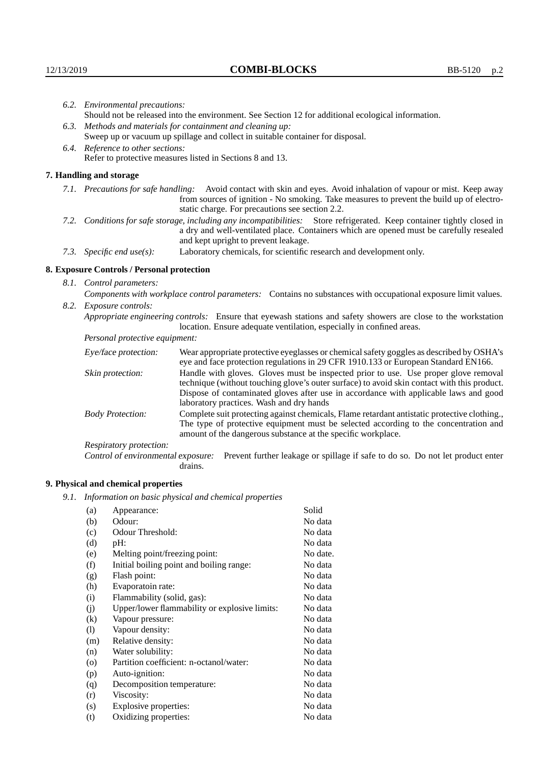*6.2. Environmental precautions:*

Should not be released into the environment. See Section 12 for additional ecological information.

*6.3. Methods and materials for containment and cleaning up:*

Sweep up or vacuum up spillage and collect in suitable container for disposal.

*6.4. Reference to other sections:*

Refer to protective measures listed in Sections 8 and 13.

## 7. Handling and storage

*7.1. Precautions for safe handling:* Avoid contact with skin and eyes. Avoid inhalation of vapour or mist. Keep away from sources of ignition - No smoking. Take measures to prevent the build up of electrostatic charge. For precautions see section 2.2.

*7.2. Conditions for safe storage, including any incompatibilities:* Store refrigerated. Keep container tightly closed in a dry and well-ventilated place. Containers which are opened must be carefully resealed and kept upright to prevent leakage.

*7.3. Specific end use(s):* Laboratory chemicals, for scientific research and development only.

## 8. Exposure Controls / Personal protection

*8.1. Control parameters:*

*Components with workplace control parameters:* Contains no substances with occupational exposure limit values.

*8.2. Exposure controls:*

*Appropriate engineering controls:* Ensure that eyewash stations and safety showers are close to the workstation location. Ensure adequate ventilation, especially in confined areas.

*Personal protective equipment:*

*Eye/face protection:* Wear appropriate protective eyeglasses or chemical safety goggles as described by OSHA's eye and face protection regulations in 29 CFR 1910.133 or European Standard EN166.

*Skin protection:* Handle with gloves. Gloves must be inspected prior to use. Use proper glove removal technique (without touching glove's outer surface) to avoid skin contact with this product. Dispose of contaminated gloves after use in accordance with applicable laws and good laboratory practices. Wash and dry hands

*Body Protection:* Complete suit protecting against chemicals, Flame retardant antistatic protective clothing., The type of protective equipment must be selected according to the concentration and amount of the dangerous substance at the specific workplace.

*Respiratory protection:*

*Control of environmental exposure:* Prevent further leakage or spillage if safe to do so. Do not let product enter drains.

## 9. Physical and chemical properties

*9.1. Information on basic physical and chemical properties*

| | | |
|---|---|---|
| (a) | Appearance: | Solid |
| (b) | Odour: | No data |
| (c) | Odour Threshold: | No data |
| (d) | pH: | No data |
| (e) | Melting point/freezing point: | No date. |
| (f) | Initial boiling point and boiling range: | No data |
| (g) | Flash point: | No data |
| (h) | Evaporatoin rate: | No data |
| (i) | Flammability (solid, gas): | No data |
| (j) | Upper/lower flammability or explosive limits: | No data |
| (k) | Vapour pressure: | No data |
| (l) | Vapour density: | No data |
| (m) | Relative density: | No data |
| (n) | Water solubility: | No data |
| (o) | Partition coefficient: n-octanol/water: | No data |
| (p) | Auto-ignition: | No data |
| (q) | Decomposition temperature: | No data |
| (r) | Viscosity: | No data |
| (s) | Explosive properties: | No data |
| (t) | Oxidizing properties: | No data |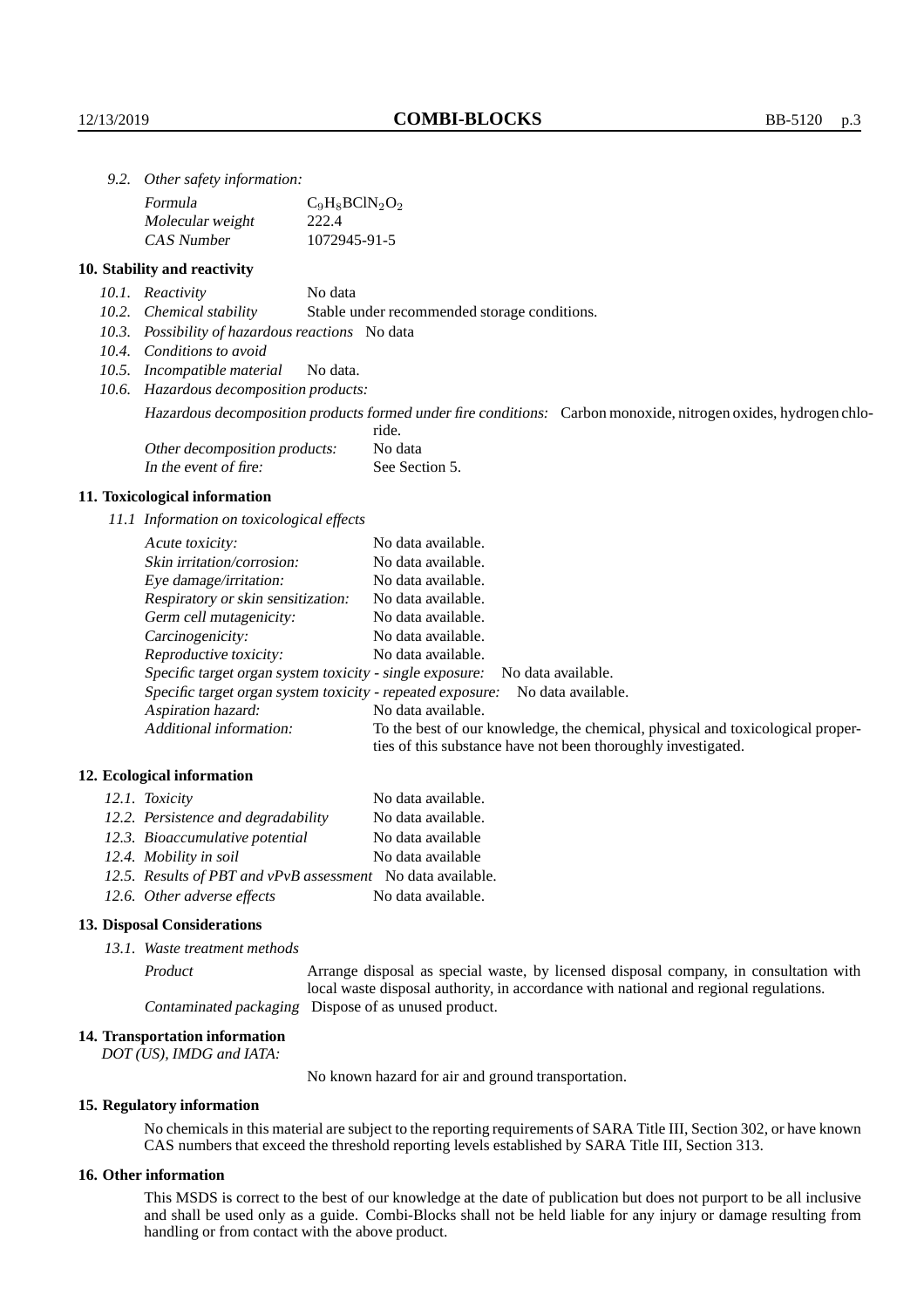*9.2. Other safety information:*

| | |
|---|---|
| *Formula* | $C_9H_8BClN_2O_2$ |
| *Molecular weight* | 222.4 |
| *CAS Number* | 1072945-91-5 |

## 10. Stability and reactivity

*10.1. Reactivity* No data

*10.2. Chemical stability* Stable under recommended storage conditions.

*10.3. Possibility of hazardous reactions* No data

*10.4. Conditions to avoid*

*10.5. Incompatible material* No data.

*10.6. Hazardous decomposition products:*

*Hazardous decomposition products formed under fire conditions:* Carbon monoxide, nitrogen oxides, hydrogen chloride.

*Other decomposition products:* No data

*In the event of fire:* See Section 5.

## 11. Toxicological information

*11.1 Information on toxicological effects*

| | |
|---|---|
| *Acute toxicity:* | No data available. |
| *Skin irritation/corrosion:* | No data available. |
| *Eye damage/irritation:* | No data available. |
| *Respiratory or skin sensitization:* | No data available. |
| *Germ cell mutagenicity:* | No data available. |
| *Carcinogenicity:* | No data available. |
| *Reproductive toxicity:* | No data available. |
| *Specific target organ system toxicity - single exposure:* | No data available. |
| *Specific target organ system toxicity - repeated exposure:* | No data available. |
| *Aspiration hazard:* | No data available. |
| *Additional information:* | To the best of our knowledge, the chemical, physical and toxicological properties of this substance have not been thoroughly investigated. |

## 12. Ecological information

| | |
|---|---|
| *12.1. Toxicity* | No data available. |
| *12.2. Persistence and degradability* | No data available. |
| *12.3. Bioaccumulative potential* | No data available |
| *12.4. Mobility in soil* | No data available |
| *12.5. Results of PBT and vPvB assessment* | No data available. |
| *12.6. Other adverse effects* | No data available. |

## 13. Disposal Considerations

*13.1. Waste treatment methods*

*Product* Arrange disposal as special waste, by licensed disposal company, in consultation with local waste disposal authority, in accordance with national and regional regulations.

*Contaminated packaging* Dispose of as unused product.

## 14. Transportation information

*DOT (US), IMDG and IATA:*

No known hazard for air and ground transportation.

## 15. Regulatory information

No chemicals in this material are subject to the reporting requirements of SARA Title III, Section 302, or have known CAS numbers that exceed the threshold reporting levels established by SARA Title III, Section 313.

## 16. Other information

This MSDS is correct to the best of our knowledge at the date of publication but does not purport to be all inclusive and shall be used only as a guide. Combi-Blocks shall not be held liable for any injury or damage resulting from handling or from contact with the above product.